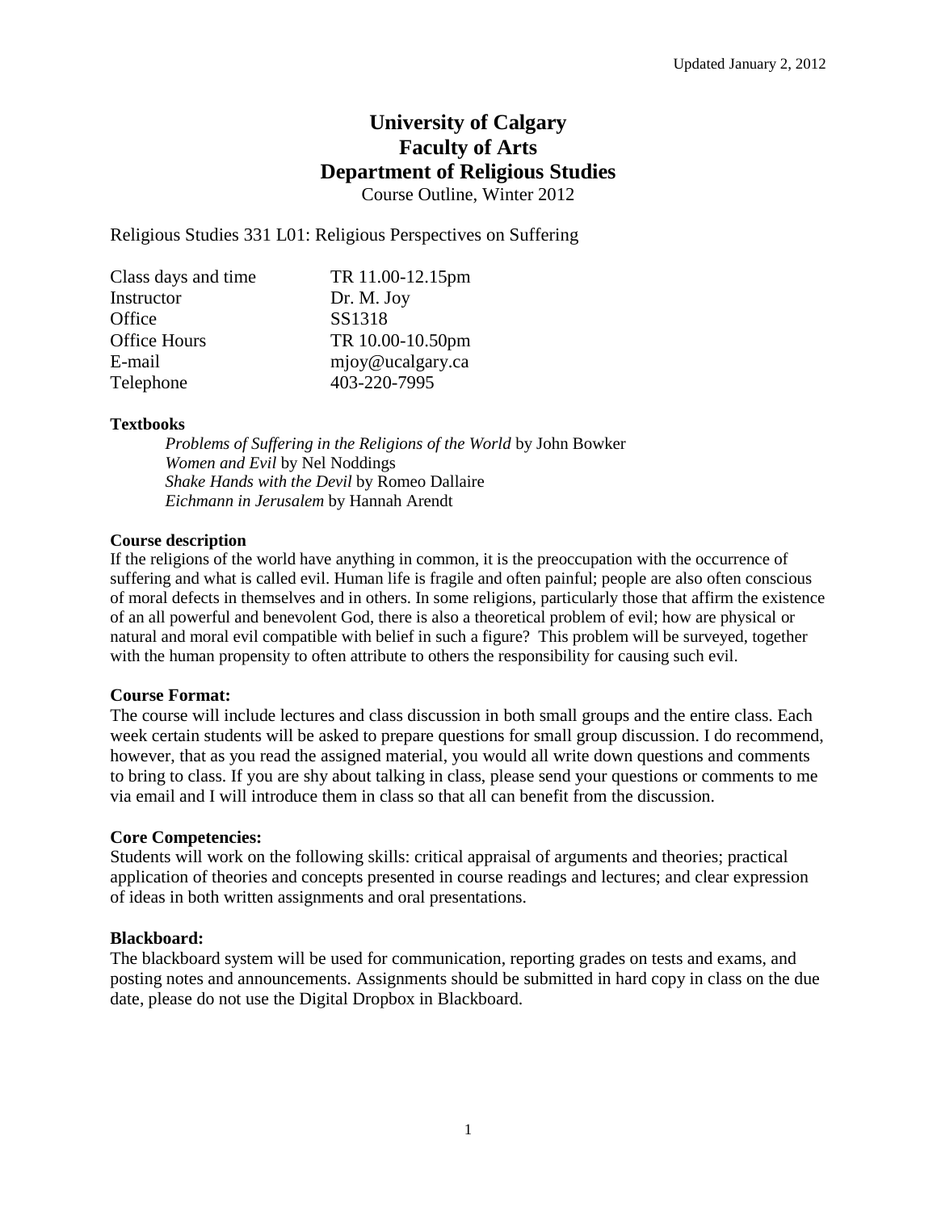Updated January 2, 2012

# University of Calgary
# Faculty of Arts
# Department of Religious Studies

Course Outline, Winter 2012

Religious Studies 331 L01: Religious Perspectives on Suffering

| | |
|---|---|
| Class days and time | TR 11.00-12.15pm |
| Instructor | Dr. M. Joy |
| Office | SS1318 |
| Office Hours | TR 10.00-10.50pm |
| E-mail | mjoy@ucalgary.ca |
| Telephone | 403-220-7995 |

**Textbooks**

*Problems of Suffering in the Religions of the World* by John Bowker
*Women and Evil* by Nel Noddings
*Shake Hands with the Devil* by Romeo Dallaire
*Eichmann in Jerusalem* by Hannah Arendt

**Course description**

If the religions of the world have anything in common, it is the preoccupation with the occurrence of suffering and what is called evil. Human life is fragile and often painful; people are also often conscious of moral defects in themselves and in others. In some religions, particularly those that affirm the existence of an all powerful and benevolent God, there is also a theoretical problem of evil; how are physical or natural and moral evil compatible with belief in such a figure? This problem will be surveyed, together with the human propensity to often attribute to others the responsibility for causing such evil.

**Course Format:**

The course will include lectures and class discussion in both small groups and the entire class. Each week certain students will be asked to prepare questions for small group discussion. I do recommend, however, that as you read the assigned material, you would all write down questions and comments to bring to class. If you are shy about talking in class, please send your questions or comments to me via email and I will introduce them in class so that all can benefit from the discussion.

**Core Competencies:**

Students will work on the following skills: critical appraisal of arguments and theories; practical application of theories and concepts presented in course readings and lectures; and clear expression of ideas in both written assignments and oral presentations.

**Blackboard:**

The blackboard system will be used for communication, reporting grades on tests and exams, and posting notes and announcements. Assignments should be submitted in hard copy in class on the due date, please do not use the Digital Dropbox in Blackboard.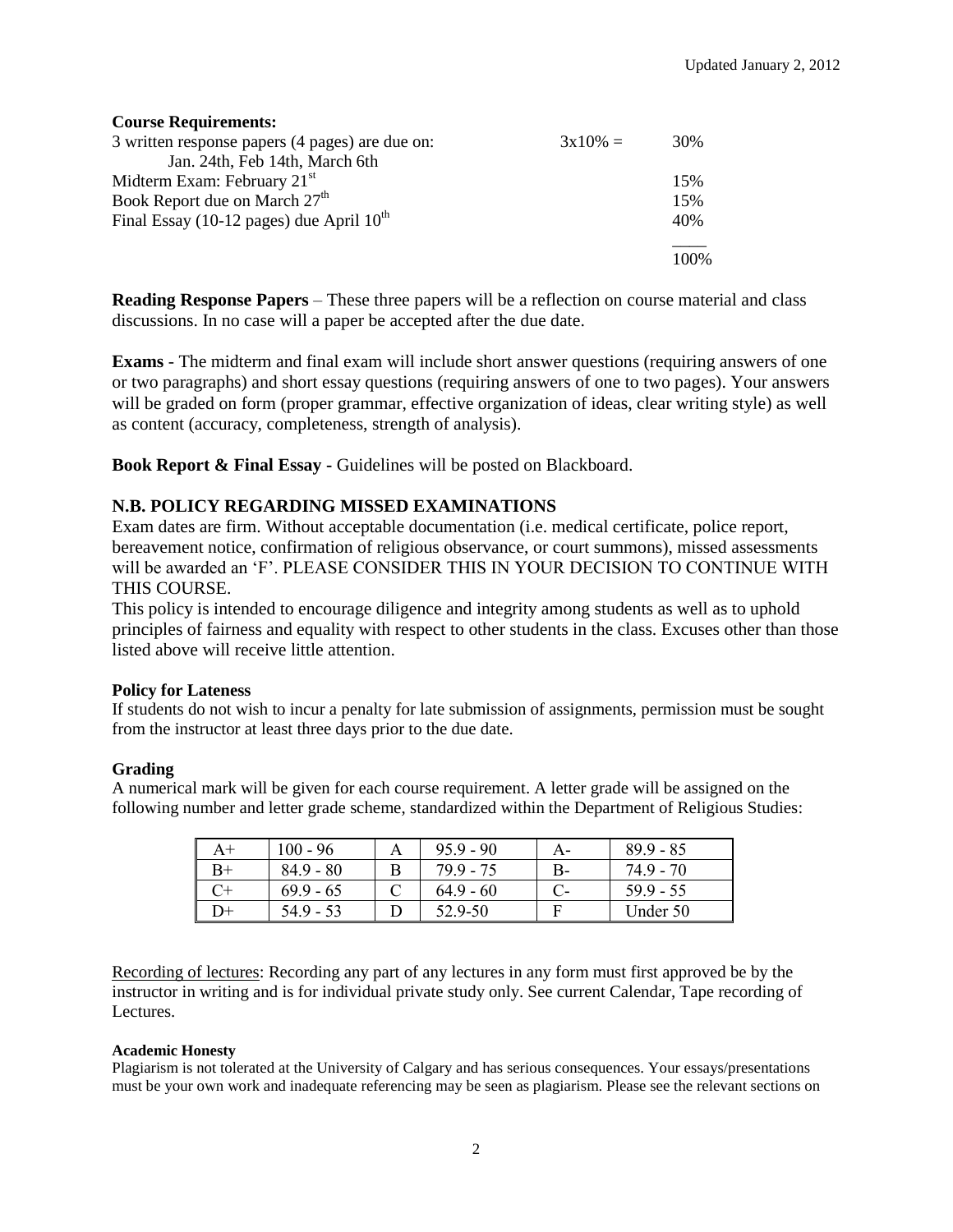**Course Requirements:**

| | | |
|---|---|---|
| 3 written response papers (4 pages) are due on: Jan. 24th, Feb 14th, March 6th | 3x10% = | 30% |
| Midterm Exam: February 21st | | 15% |
| Book Report due on March 27th | | 15% |
| Final Essay (10-12 pages) due April 10th | | 40% |
| | | 100% |

**Reading Response Papers** – These three papers will be a reflection on course material and class discussions. In no case will a paper be accepted after the due date.

**Exams** - The midterm and final exam will include short answer questions (requiring answers of one or two paragraphs) and short essay questions (requiring answers of one to two pages). Your answers will be graded on form (proper grammar, effective organization of ideas, clear writing style) as well as content (accuracy, completeness, strength of analysis).

**Book Report & Final Essay -** Guidelines will be posted on Blackboard.

**N.B. POLICY REGARDING MISSED EXAMINATIONS**

Exam dates are firm. Without acceptable documentation (i.e. medical certificate, police report, bereavement notice, confirmation of religious observance, or court summons), missed assessments will be awarded an 'F'. PLEASE CONSIDER THIS IN YOUR DECISION TO CONTINUE WITH THIS COURSE.

This policy is intended to encourage diligence and integrity among students as well as to uphold principles of fairness and equality with respect to other students in the class. Excuses other than those listed above will receive little attention.

**Policy for Lateness**

If students do not wish to incur a penalty for late submission of assignments, permission must be sought from the instructor at least three days prior to the due date.

**Grading**

A numerical mark will be given for each course requirement. A letter grade will be assigned on the following number and letter grade scheme, standardized within the Department of Religious Studies:

| | | | | | |
|---|---|---|---|---|---|
| A+ | 100 - 96 | A | 95.9 - 90 | A- | 89.9 - 85 |
| B+ | 84.9 - 80 | B | 79.9 - 75 | B- | 74.9 - 70 |
| C+ | 69.9 - 65 | C | 64.9 - 60 | C- | 59.9 - 55 |
| D+ | 54.9 - 53 | D | 52.9-50 | F | Under 50 |

Recording of lectures: Recording any part of any lectures in any form must first approved be by the instructor in writing and is for individual private study only. See current Calendar, Tape recording of Lectures.

**Academic Honesty**

Plagiarism is not tolerated at the University of Calgary and has serious consequences. Your essays/presentations must be your own work and inadequate referencing may be seen as plagiarism. Please see the relevant sections on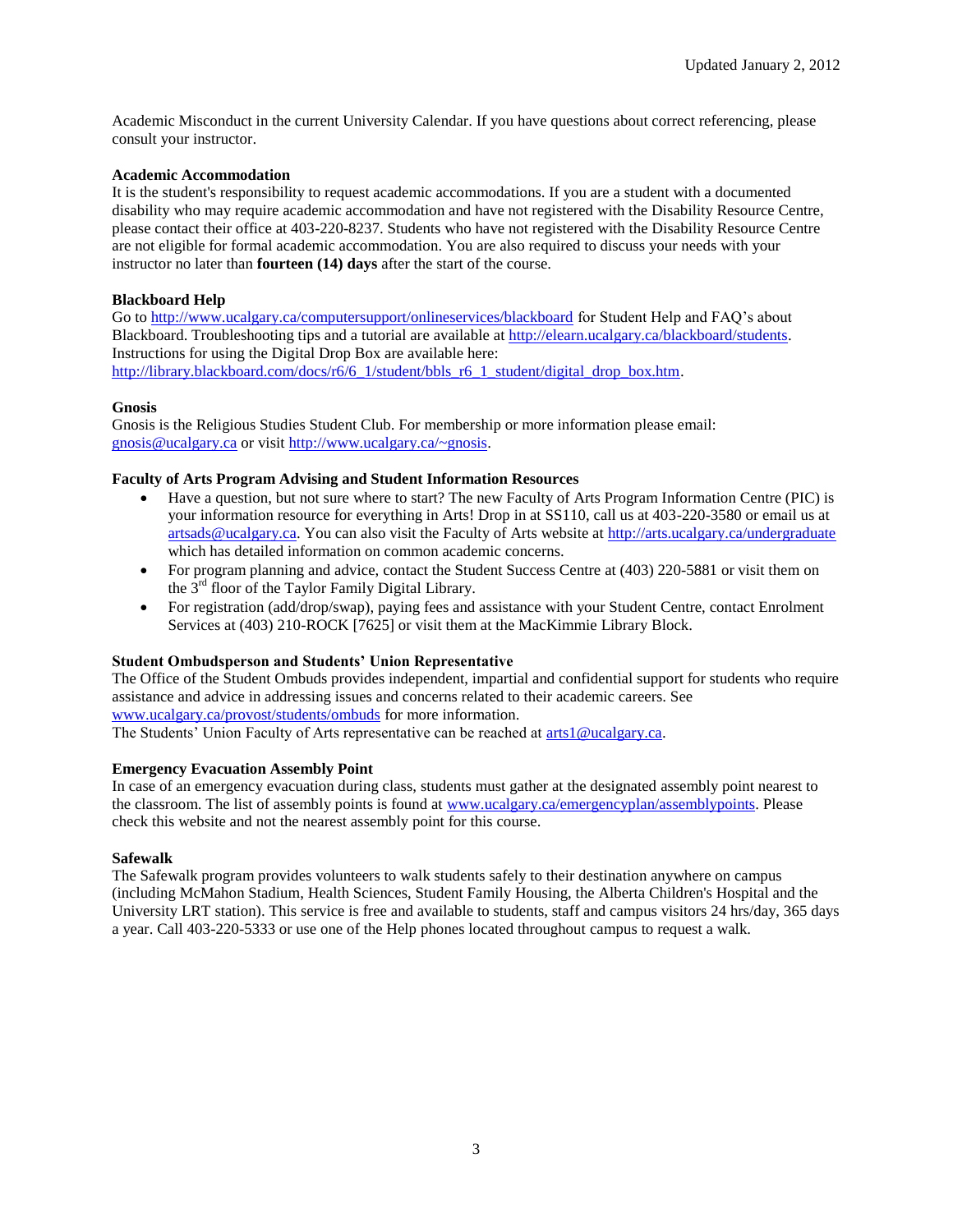Academic Misconduct in the current University Calendar. If you have questions about correct referencing, please consult your instructor.

**Academic Accommodation**

It is the student's responsibility to request academic accommodations. If you are a student with a documented disability who may require academic accommodation and have not registered with the Disability Resource Centre, please contact their office at 403-220-8237. Students who have not registered with the Disability Resource Centre are not eligible for formal academic accommodation. You are also required to discuss your needs with your instructor no later than **fourteen (14) days** after the start of the course.

**Blackboard Help**

Go to http://www.ucalgary.ca/computersupport/onlineservices/blackboard for Student Help and FAQ's about Blackboard. Troubleshooting tips and a tutorial are available at http://elearn.ucalgary.ca/blackboard/students. Instructions for using the Digital Drop Box are available here: http://library.blackboard.com/docs/r6/6_1/student/bbls_r6_1_student/digital_drop_box.htm.

**Gnosis**

Gnosis is the Religious Studies Student Club. For membership or more information please email: gnosis@ucalgary.ca or visit http://www.ucalgary.ca/~gnosis.

**Faculty of Arts Program Advising and Student Information Resources**

- Have a question, but not sure where to start? The new Faculty of Arts Program Information Centre (PIC) is your information resource for everything in Arts! Drop in at SS110, call us at 403-220-3580 or email us at artsads@ucalgary.ca. You can also visit the Faculty of Arts website at http://arts.ucalgary.ca/undergraduate which has detailed information on common academic concerns.
- For program planning and advice, contact the Student Success Centre at (403) 220-5881 or visit them on the 3rd floor of the Taylor Family Digital Library.
- For registration (add/drop/swap), paying fees and assistance with your Student Centre, contact Enrolment Services at (403) 210-ROCK [7625] or visit them at the MacKimmie Library Block.

**Student Ombudsperson and Students' Union Representative**

The Office of the Student Ombuds provides independent, impartial and confidential support for students who require assistance and advice in addressing issues and concerns related to their academic careers. See www.ucalgary.ca/provost/students/ombuds for more information.

The Students' Union Faculty of Arts representative can be reached at arts1@ucalgary.ca.

**Emergency Evacuation Assembly Point**

In case of an emergency evacuation during class, students must gather at the designated assembly point nearest to the classroom. The list of assembly points is found at www.ucalgary.ca/emergencyplan/assemblypoints. Please check this website and not the nearest assembly point for this course.

**Safewalk**

The Safewalk program provides volunteers to walk students safely to their destination anywhere on campus (including McMahon Stadium, Health Sciences, Student Family Housing, the Alberta Children's Hospital and the University LRT station). This service is free and available to students, staff and campus visitors 24 hrs/day, 365 days a year. Call 403-220-5333 or use one of the Help phones located throughout campus to request a walk.